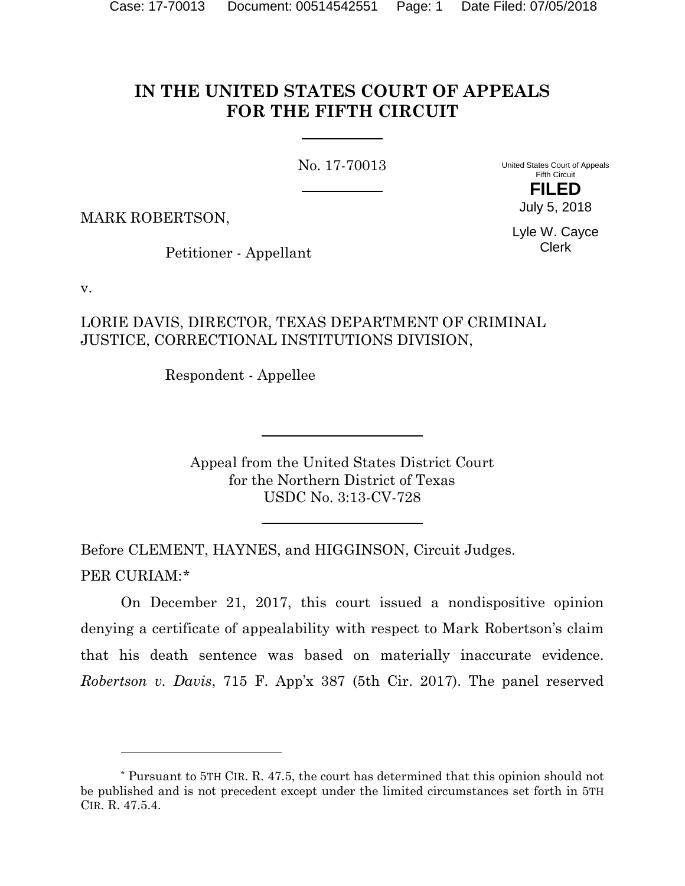# IN THE UNITED STATES COURT OF APPEALS FOR THE FIFTH CIRCUIT

No. 17-70013

United States Court of Appeals
Fifth Circuit

**FILED**

July 5, 2018

Lyle W. Cayce
Clerk

MARK ROBERTSON,

Petitioner - Appellant

v.

LORIE DAVIS, DIRECTOR, TEXAS DEPARTMENT OF CRIMINAL JUSTICE, CORRECTIONAL INSTITUTIONS DIVISION,

Respondent - Appellee

Appeal from the United States District Court
for the Northern District of Texas
USDC No. 3:13-CV-728

Before CLEMENT, HAYNES, and HIGGINSON, Circuit Judges.

PER CURIAM:*

On December 21, 2017, this court issued a nondispositive opinion denying a certificate of appealability with respect to Mark Robertson's claim that his death sentence was based on materially inaccurate evidence. *Robertson v. Davis*, 715 F. App'x 387 (5th Cir. 2017). The panel reserved

---

\* Pursuant to 5TH CIR. R. 47.5, the court has determined that this opinion should not be published and is not precedent except under the limited circumstances set forth in 5TH CIR. R. 47.5.4.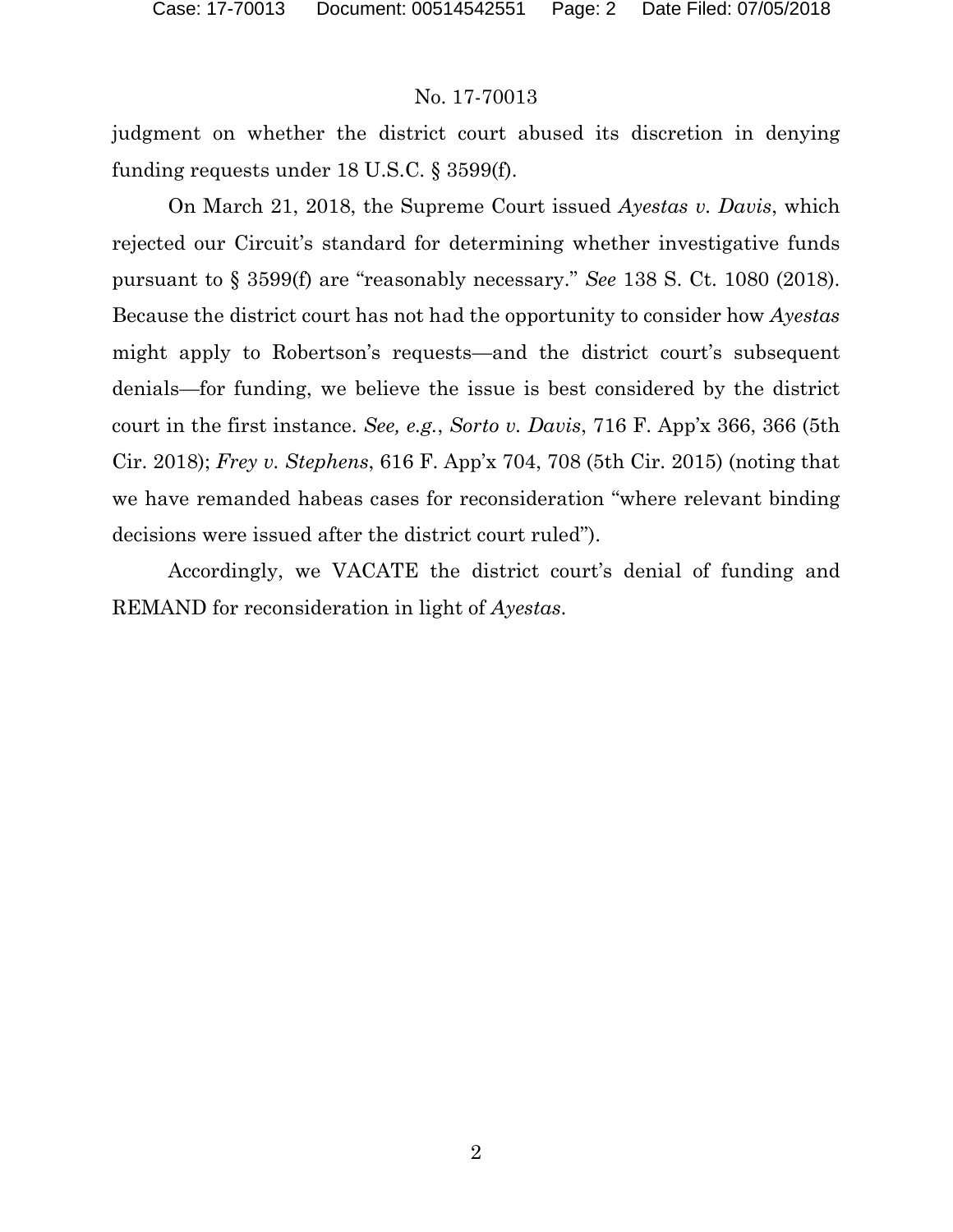No. 17-70013

judgment on whether the district court abused its discretion in denying funding requests under 18 U.S.C. § 3599(f).

On March 21, 2018, the Supreme Court issued *Ayestas v. Davis*, which rejected our Circuit's standard for determining whether investigative funds pursuant to § 3599(f) are "reasonably necessary." *See* 138 S. Ct. 1080 (2018). Because the district court has not had the opportunity to consider how *Ayestas* might apply to Robertson's requests—and the district court's subsequent denials—for funding, we believe the issue is best considered by the district court in the first instance. *See, e.g.*, *Sorto v. Davis*, 716 F. App'x 366, 366 (5th Cir. 2018); *Frey v. Stephens*, 616 F. App'x 704, 708 (5th Cir. 2015) (noting that we have remanded habeas cases for reconsideration "where relevant binding decisions were issued after the district court ruled").

Accordingly, we VACATE the district court's denial of funding and REMAND for reconsideration in light of *Ayestas*.